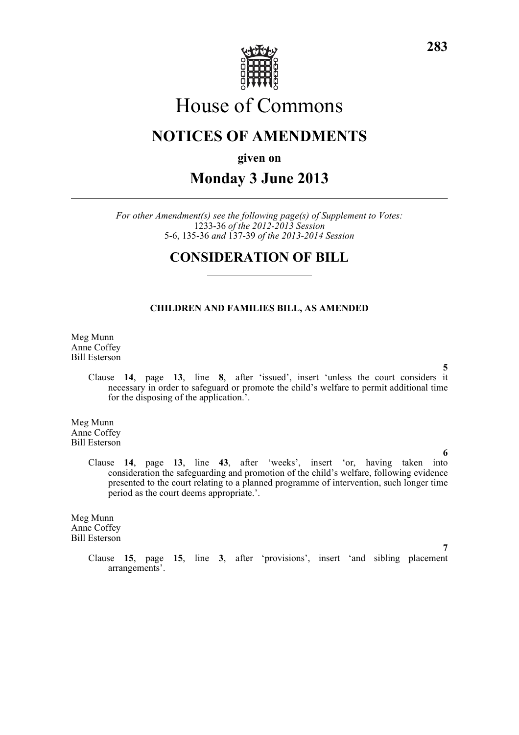# House of Commons

## NOTICES OF AMENDMENTS

**given on**

## Monday 3 June 2013

*For other Amendment(s) see the following page(s) of Supplement to Votes:*
1233-36 *of the 2012-2013 Session*
5-6, 135-36 *and* 137-39 *of the 2013-2014 Session*

## CONSIDERATION OF BILL

### CHILDREN AND FAMILIES BILL, AS AMENDED

Meg Munn
Anne Coffey
Bill Esterson

**5**

Clause **14**, page **13**, line **8**, after 'issued', insert 'unless the court considers it necessary in order to safeguard or promote the child's welfare to permit additional time for the disposing of the application.'.

Meg Munn
Anne Coffey
Bill Esterson

**6**

Clause **14**, page **13**, line **43**, after 'weeks', insert 'or, having taken into consideration the safeguarding and promotion of the child's welfare, following evidence presented to the court relating to a planned programme of intervention, such longer time period as the court deems appropriate.'.

Meg Munn
Anne Coffey
Bill Esterson

**7**

Clause **15**, page **15**, line **3**, after 'provisions', insert 'and sibling placement arrangements'.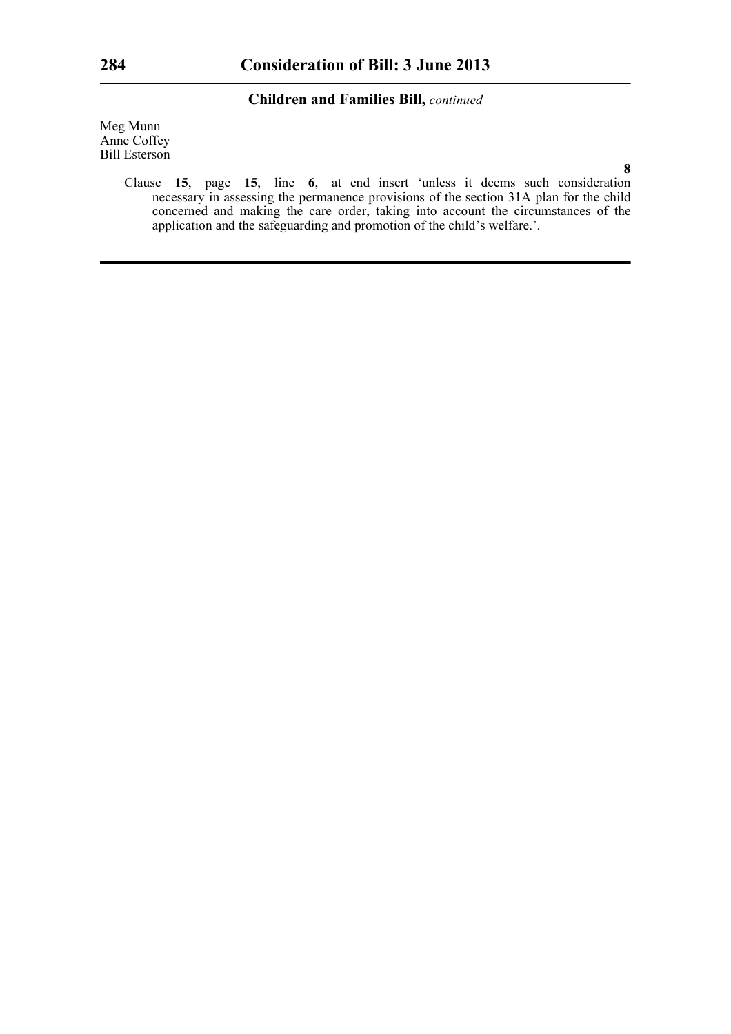Meg Munn
Anne Coffey
Bill Esterson

**8**

Clause **15**, page **15**, line **6**, at end insert 'unless it deems such consideration necessary in assessing the permanence provisions of the section 31A plan for the child concerned and making the care order, taking into account the circumstances of the application and the safeguarding and promotion of the child's welfare.'.